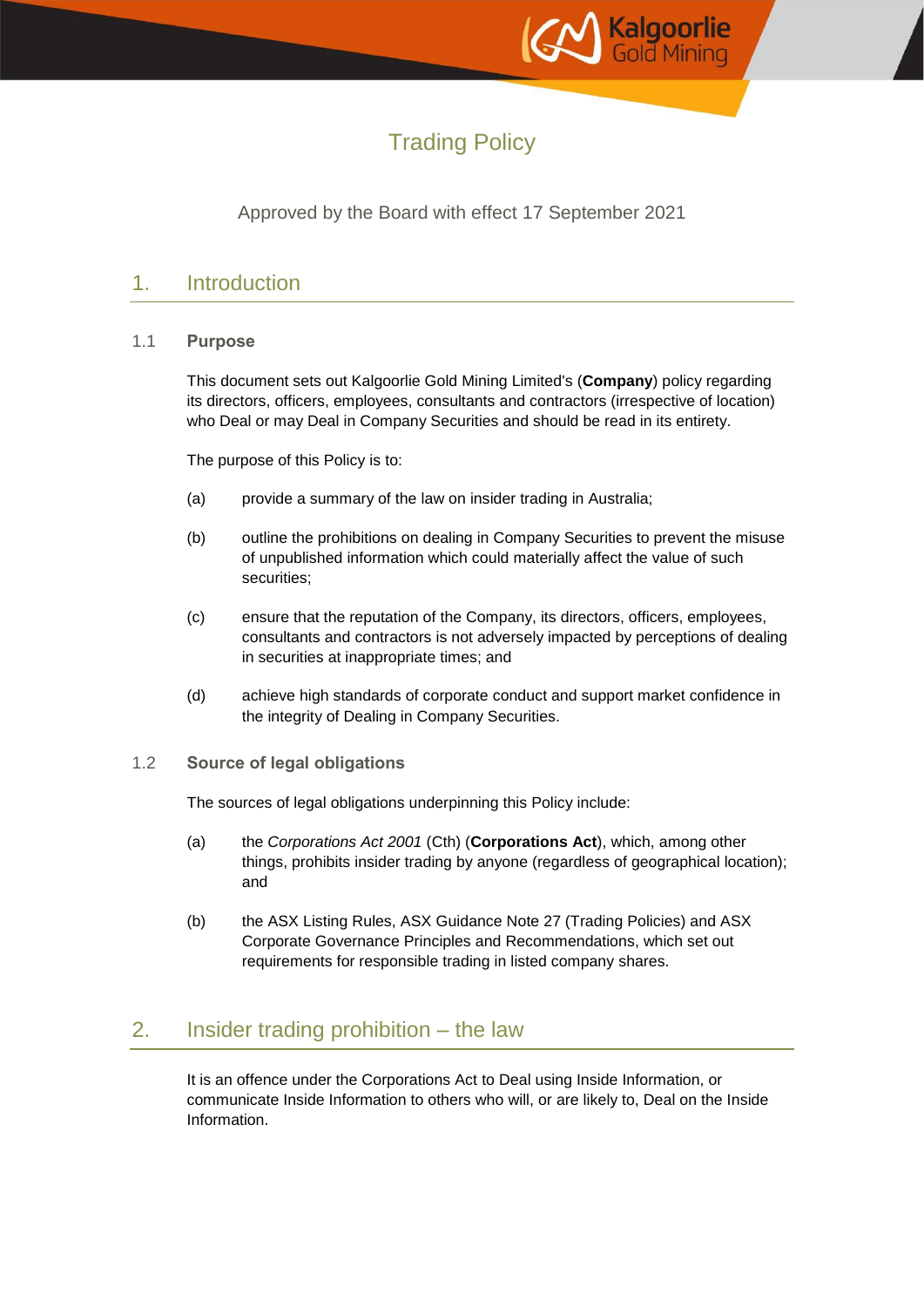# Trading Policy

Approved by the Board with effect 17 September 2021

## 1. Introduction

### 1.1 Purpose

This document sets out Kalgoorlie Gold Mining Limited's (**Company**) policy regarding its directors, officers, employees, consultants and contractors (irrespective of location) who Deal or may Deal in Company Securities and should be read in its entirety.

The purpose of this Policy is to:

(a) provide a summary of the law on insider trading in Australia;

(b) outline the prohibitions on dealing in Company Securities to prevent the misuse of unpublished information which could materially affect the value of such securities;

(c) ensure that the reputation of the Company, its directors, officers, employees, consultants and contractors is not adversely impacted by perceptions of dealing in securities at inappropriate times; and

(d) achieve high standards of corporate conduct and support market confidence in the integrity of Dealing in Company Securities.

### 1.2 Source of legal obligations

The sources of legal obligations underpinning this Policy include:

(a) the *Corporations Act 2001* (Cth) (**Corporations Act**), which, among other things, prohibits insider trading by anyone (regardless of geographical location); and

(b) the ASX Listing Rules, ASX Guidance Note 27 (Trading Policies) and ASX Corporate Governance Principles and Recommendations, which set out requirements for responsible trading in listed company shares.

## 2. Insider trading prohibition – the law

It is an offence under the Corporations Act to Deal using Inside Information, or communicate Inside Information to others who will, or are likely to, Deal on the Inside Information.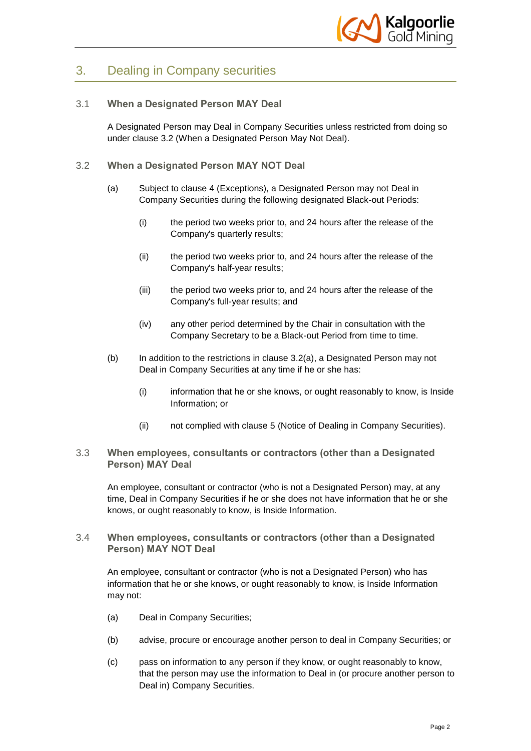## 3. Dealing in Company securities

### 3.1 When a Designated Person MAY Deal

A Designated Person may Deal in Company Securities unless restricted from doing so under clause 3.2 (When a Designated Person May Not Deal).

### 3.2 When a Designated Person MAY NOT Deal

(a) Subject to clause 4 (Exceptions), a Designated Person may not Deal in Company Securities during the following designated Black-out Periods:

  (i) the period two weeks prior to, and 24 hours after the release of the Company's quarterly results;

  (ii) the period two weeks prior to, and 24 hours after the release of the Company's half-year results;

  (iii) the period two weeks prior to, and 24 hours after the release of the Company's full-year results; and

  (iv) any other period determined by the Chair in consultation with the Company Secretary to be a Black-out Period from time to time.

(b) In addition to the restrictions in clause 3.2(a), a Designated Person may not Deal in Company Securities at any time if he or she has:

  (i) information that he or she knows, or ought reasonably to know, is Inside Information; or

  (ii) not complied with clause 5 (Notice of Dealing in Company Securities).

### 3.3 When employees, consultants or contractors (other than a Designated Person) MAY Deal

An employee, consultant or contractor (who is not a Designated Person) may, at any time, Deal in Company Securities if he or she does not have information that he or she knows, or ought reasonably to know, is Inside Information.

### 3.4 When employees, consultants or contractors (other than a Designated Person) MAY NOT Deal

An employee, consultant or contractor (who is not a Designated Person) who has information that he or she knows, or ought reasonably to know, is Inside Information may not:

(a) Deal in Company Securities;

(b) advise, procure or encourage another person to deal in Company Securities; or

(c) pass on information to any person if they know, or ought reasonably to know, that the person may use the information to Deal in (or procure another person to Deal in) Company Securities.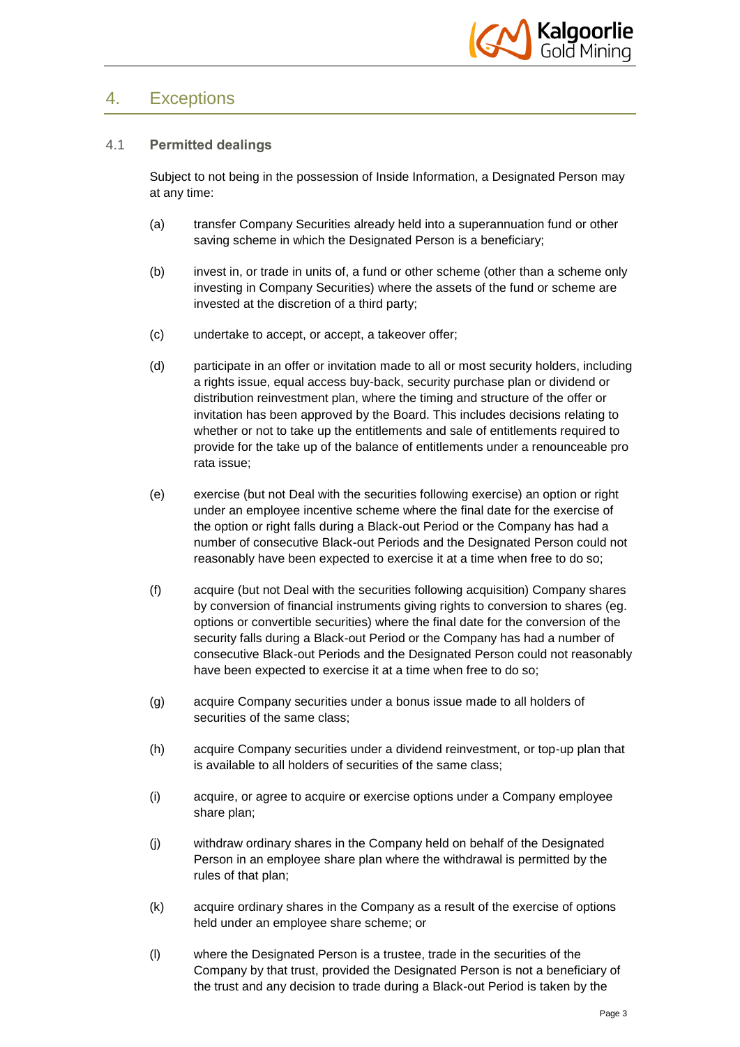# 4. Exceptions

## 4.1 Permitted dealings

Subject to not being in the possession of Inside Information, a Designated Person may at any time:

(a) transfer Company Securities already held into a superannuation fund or other saving scheme in which the Designated Person is a beneficiary;

(b) invest in, or trade in units of, a fund or other scheme (other than a scheme only investing in Company Securities) where the assets of the fund or scheme are invested at the discretion of a third party;

(c) undertake to accept, or accept, a takeover offer;

(d) participate in an offer or invitation made to all or most security holders, including a rights issue, equal access buy-back, security purchase plan or dividend or distribution reinvestment plan, where the timing and structure of the offer or invitation has been approved by the Board. This includes decisions relating to whether or not to take up the entitlements and sale of entitlements required to provide for the take up of the balance of entitlements under a renounceable pro rata issue;

(e) exercise (but not Deal with the securities following exercise) an option or right under an employee incentive scheme where the final date for the exercise of the option or right falls during a Black-out Period or the Company has had a number of consecutive Black-out Periods and the Designated Person could not reasonably have been expected to exercise it at a time when free to do so;

(f) acquire (but not Deal with the securities following acquisition) Company shares by conversion of financial instruments giving rights to conversion to shares (eg. options or convertible securities) where the final date for the conversion of the security falls during a Black-out Period or the Company has had a number of consecutive Black-out Periods and the Designated Person could not reasonably have been expected to exercise it at a time when free to do so;

(g) acquire Company securities under a bonus issue made to all holders of securities of the same class;

(h) acquire Company securities under a dividend reinvestment, or top-up plan that is available to all holders of securities of the same class;

(i) acquire, or agree to acquire or exercise options under a Company employee share plan;

(j) withdraw ordinary shares in the Company held on behalf of the Designated Person in an employee share plan where the withdrawal is permitted by the rules of that plan;

(k) acquire ordinary shares in the Company as a result of the exercise of options held under an employee share scheme; or

(l) where the Designated Person is a trustee, trade in the securities of the Company by that trust, provided the Designated Person is not a beneficiary of the trust and any decision to trade during a Black-out Period is taken by the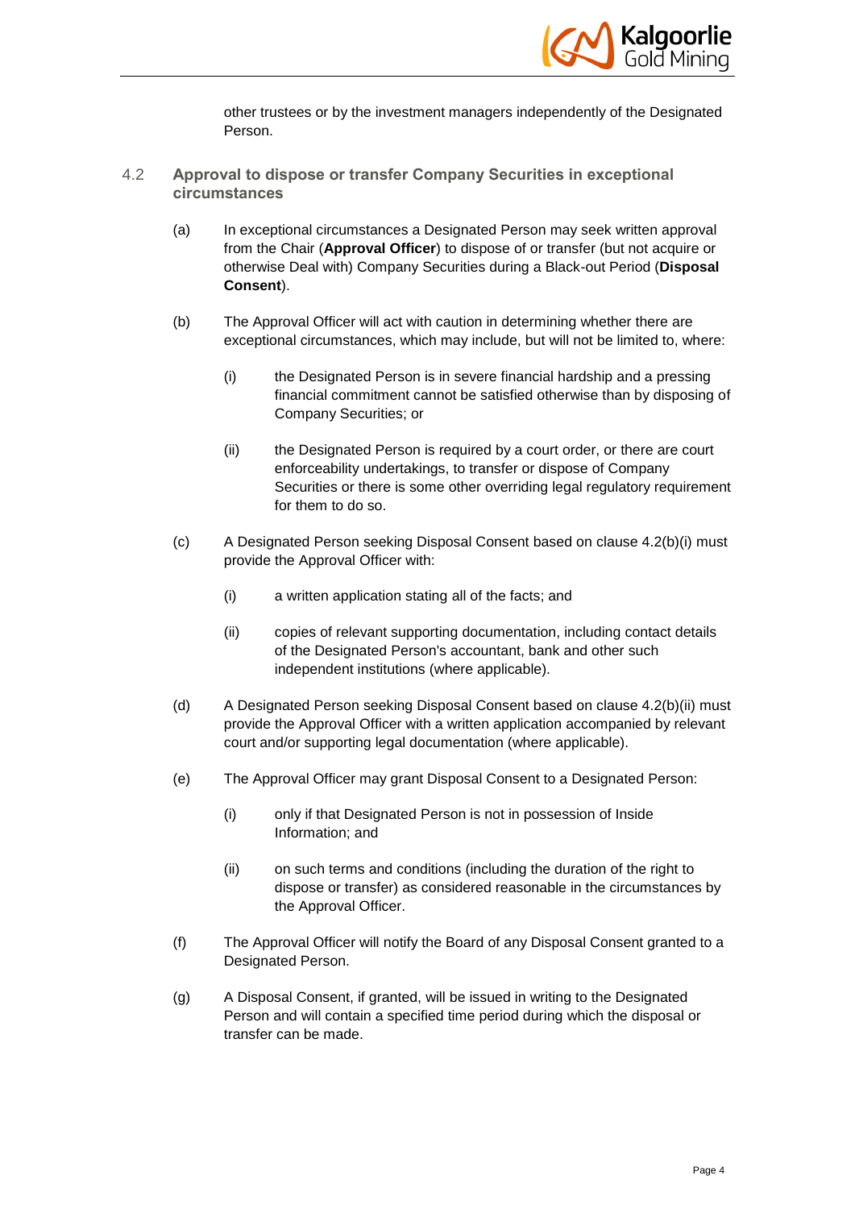other trustees or by the investment managers independently of the Designated Person.

### 4.2 Approval to dispose or transfer Company Securities in exceptional circumstances

(a) In exceptional circumstances a Designated Person may seek written approval from the Chair (**Approval Officer**) to dispose of or transfer (but not acquire or otherwise Deal with) Company Securities during a Black-out Period (**Disposal Consent**).

(b) The Approval Officer will act with caution in determining whether there are exceptional circumstances, which may include, but will not be limited to, where:

(i) the Designated Person is in severe financial hardship and a pressing financial commitment cannot be satisfied otherwise than by disposing of Company Securities; or

(ii) the Designated Person is required by a court order, or there are court enforceability undertakings, to transfer or dispose of Company Securities or there is some other overriding legal regulatory requirement for them to do so.

(c) A Designated Person seeking Disposal Consent based on clause 4.2(b)(i) must provide the Approval Officer with:

(i) a written application stating all of the facts; and

(ii) copies of relevant supporting documentation, including contact details of the Designated Person's accountant, bank and other such independent institutions (where applicable).

(d) A Designated Person seeking Disposal Consent based on clause 4.2(b)(ii) must provide the Approval Officer with a written application accompanied by relevant court and/or supporting legal documentation (where applicable).

(e) The Approval Officer may grant Disposal Consent to a Designated Person:

(i) only if that Designated Person is not in possession of Inside Information; and

(ii) on such terms and conditions (including the duration of the right to dispose or transfer) as considered reasonable in the circumstances by the Approval Officer.

(f) The Approval Officer will notify the Board of any Disposal Consent granted to a Designated Person.

(g) A Disposal Consent, if granted, will be issued in writing to the Designated Person and will contain a specified time period during which the disposal or transfer can be made.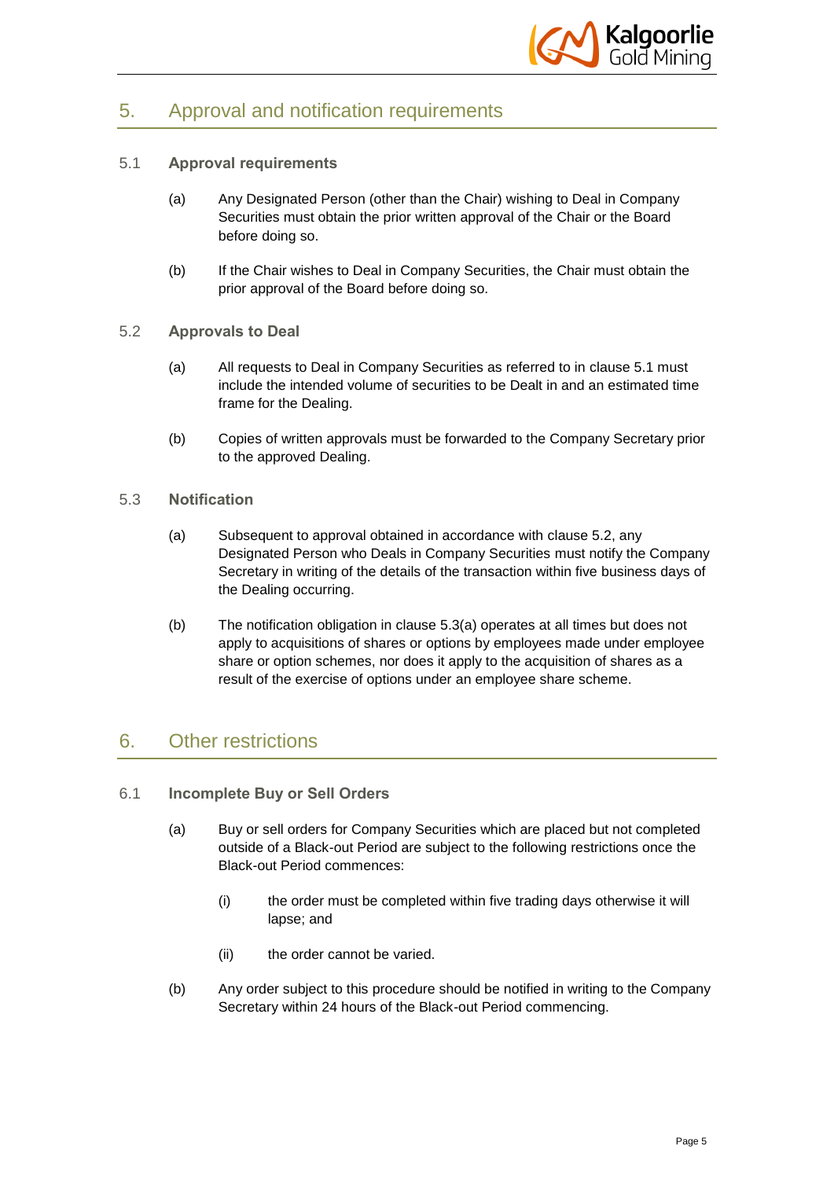## 5. Approval and notification requirements

### 5.1 Approval requirements

(a) Any Designated Person (other than the Chair) wishing to Deal in Company Securities must obtain the prior written approval of the Chair or the Board before doing so.

(b) If the Chair wishes to Deal in Company Securities, the Chair must obtain the prior approval of the Board before doing so.

### 5.2 Approvals to Deal

(a) All requests to Deal in Company Securities as referred to in clause 5.1 must include the intended volume of securities to be Dealt in and an estimated time frame for the Dealing.

(b) Copies of written approvals must be forwarded to the Company Secretary prior to the approved Dealing.

### 5.3 Notification

(a) Subsequent to approval obtained in accordance with clause 5.2, any Designated Person who Deals in Company Securities must notify the Company Secretary in writing of the details of the transaction within five business days of the Dealing occurring.

(b) The notification obligation in clause 5.3(a) operates at all times but does not apply to acquisitions of shares or options by employees made under employee share or option schemes, nor does it apply to the acquisition of shares as a result of the exercise of options under an employee share scheme.

## 6. Other restrictions

### 6.1 Incomplete Buy or Sell Orders

(a) Buy or sell orders for Company Securities which are placed but not completed outside of a Black-out Period are subject to the following restrictions once the Black-out Period commences:

  (i) the order must be completed within five trading days otherwise it will lapse; and

  (ii) the order cannot be varied.

(b) Any order subject to this procedure should be notified in writing to the Company Secretary within 24 hours of the Black-out Period commencing.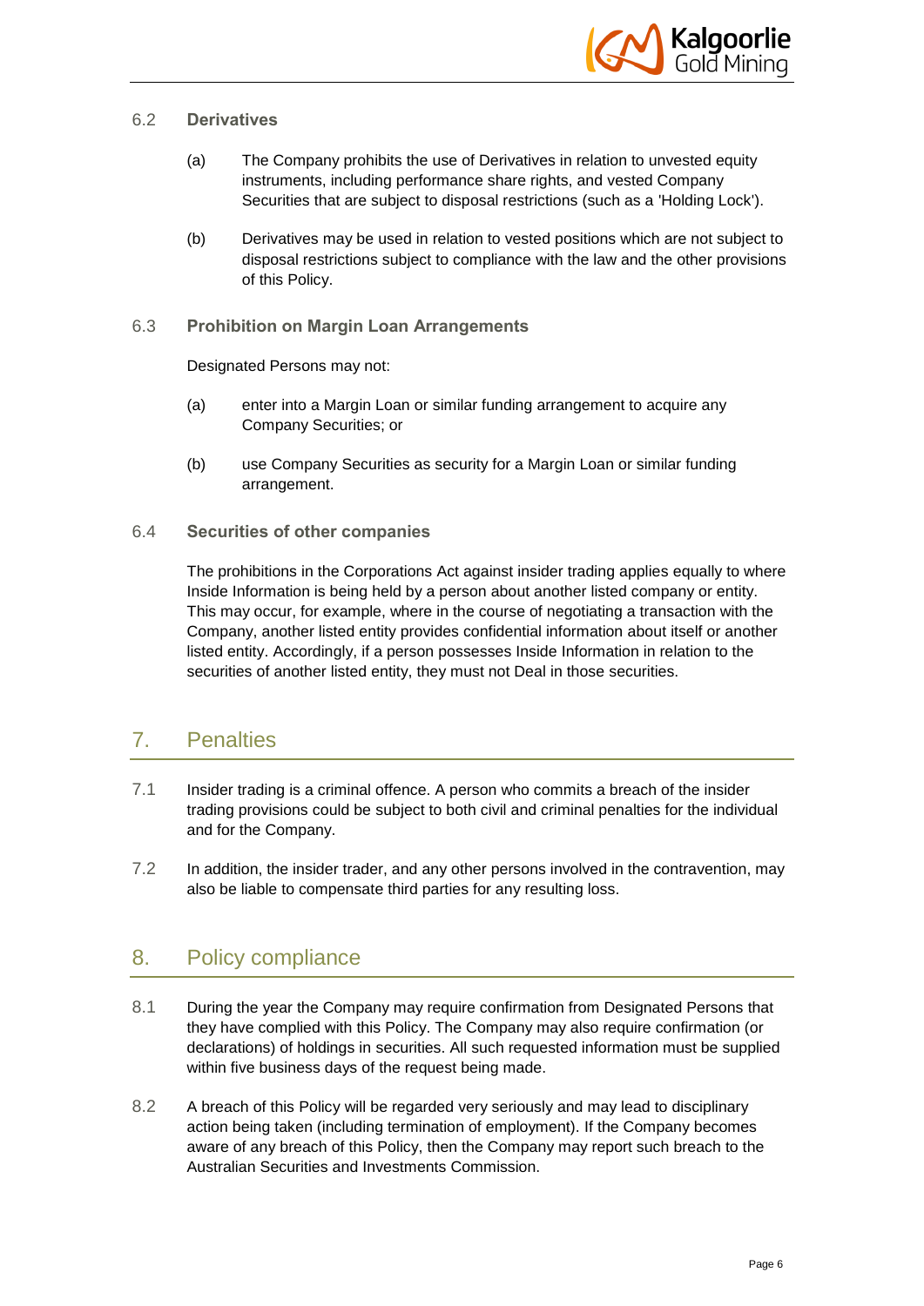### 6.2 Derivatives

(a) The Company prohibits the use of Derivatives in relation to unvested equity instruments, including performance share rights, and vested Company Securities that are subject to disposal restrictions (such as a 'Holding Lock').

(b) Derivatives may be used in relation to vested positions which are not subject to disposal restrictions subject to compliance with the law and the other provisions of this Policy.

### 6.3 Prohibition on Margin Loan Arrangements

Designated Persons may not:

(a) enter into a Margin Loan or similar funding arrangement to acquire any Company Securities; or

(b) use Company Securities as security for a Margin Loan or similar funding arrangement.

### 6.4 Securities of other companies

The prohibitions in the Corporations Act against insider trading applies equally to where Inside Information is being held by a person about another listed company or entity. This may occur, for example, where in the course of negotiating a transaction with the Company, another listed entity provides confidential information about itself or another listed entity. Accordingly, if a person possesses Inside Information in relation to the securities of another listed entity, they must not Deal in those securities.

## 7. Penalties

7.1 Insider trading is a criminal offence. A person who commits a breach of the insider trading provisions could be subject to both civil and criminal penalties for the individual and for the Company.

7.2 In addition, the insider trader, and any other persons involved in the contravention, may also be liable to compensate third parties for any resulting loss.

## 8. Policy compliance

8.1 During the year the Company may require confirmation from Designated Persons that they have complied with this Policy. The Company may also require confirmation (or declarations) of holdings in securities. All such requested information must be supplied within five business days of the request being made.

8.2 A breach of this Policy will be regarded very seriously and may lead to disciplinary action being taken (including termination of employment). If the Company becomes aware of any breach of this Policy, then the Company may report such breach to the Australian Securities and Investments Commission.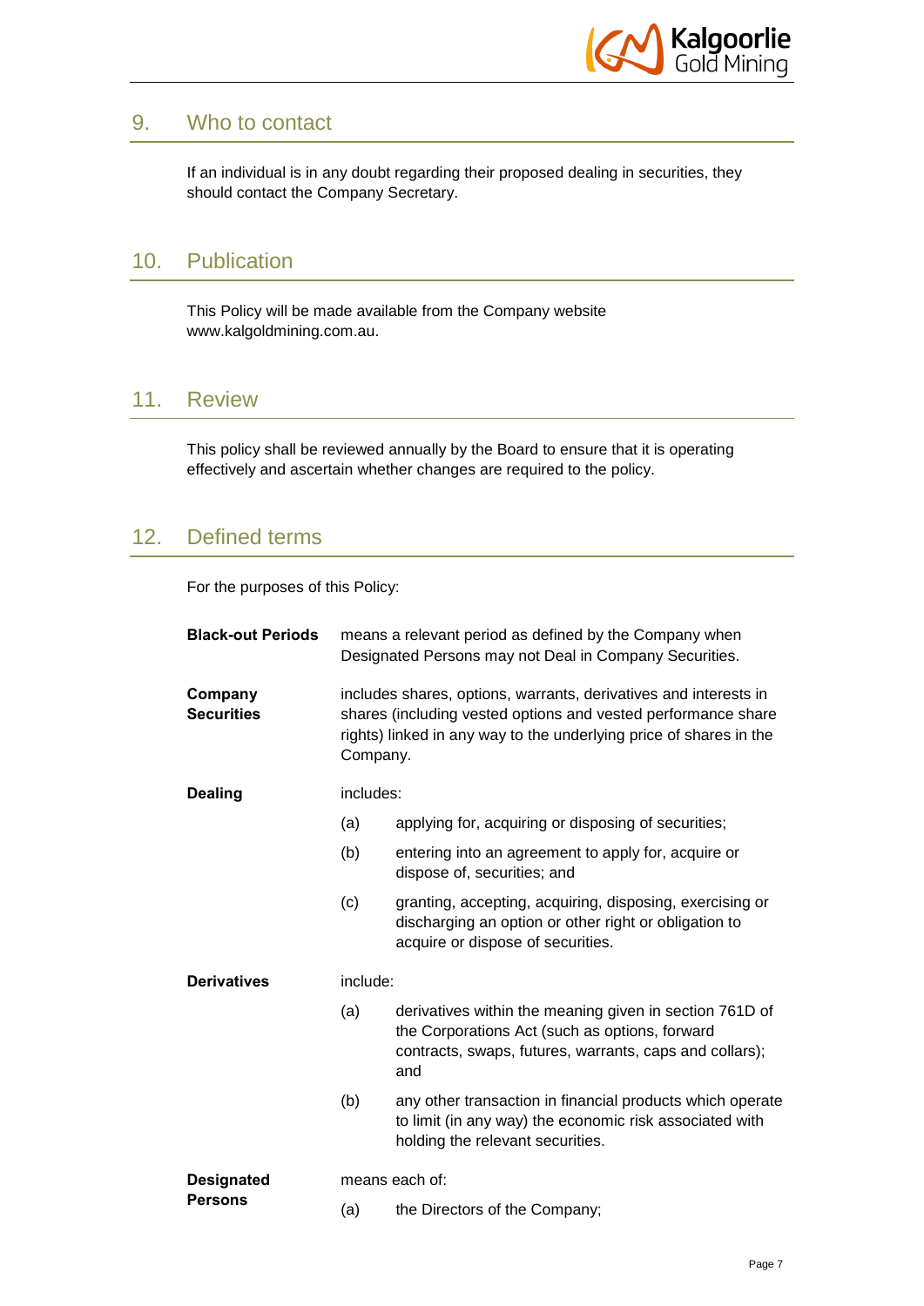## 9. Who to contact

If an individual is in any doubt regarding their proposed dealing in securities, they should contact the Company Secretary.

## 10. Publication

This Policy will be made available from the Company website www.kalgoldmining.com.au.

## 11. Review

This policy shall be reviewed annually by the Board to ensure that it is operating effectively and ascertain whether changes are required to the policy.

## 12. Defined terms

For the purposes of this Policy:

**Black-out Periods** means a relevant period as defined by the Company when Designated Persons may not Deal in Company Securities.

**Company Securities** includes shares, options, warrants, derivatives and interests in shares (including vested options and vested performance share rights) linked in any way to the underlying price of shares in the Company.

**Dealing** includes:

(a) applying for, acquiring or disposing of securities;

(b) entering into an agreement to apply for, acquire or dispose of, securities; and

(c) granting, accepting, acquiring, disposing, exercising or discharging an option or other right or obligation to acquire or dispose of securities.

**Derivatives** include:

(a) derivatives within the meaning given in section 761D of the Corporations Act (such as options, forward contracts, swaps, futures, warrants, caps and collars); and

(b) any other transaction in financial products which operate to limit (in any way) the economic risk associated with holding the relevant securities.

**Designated Persons** means each of:

(a) the Directors of the Company;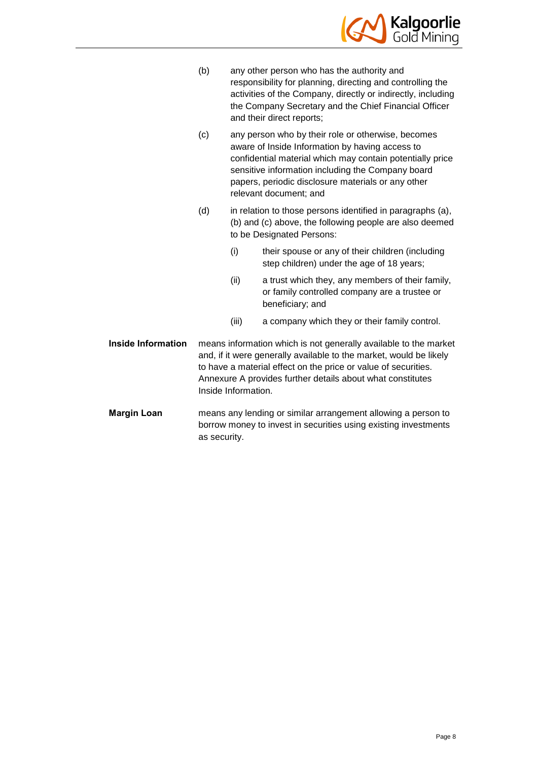(b) any other person who has the authority and responsibility for planning, directing and controlling the activities of the Company, directly or indirectly, including the Company Secretary and the Chief Financial Officer and their direct reports;

(c) any person who by their role or otherwise, becomes aware of Inside Information by having access to confidential material which may contain potentially price sensitive information including the Company board papers, periodic disclosure materials or any other relevant document; and

(d) in relation to those persons identified in paragraphs (a), (b) and (c) above, the following people are also deemed to be Designated Persons:

  (i) their spouse or any of their children (including step children) under the age of 18 years;

  (ii) a trust which they, any members of their family, or family controlled company are a trustee or beneficiary; and

  (iii) a company which they or their family control.

**Inside Information** means information which is not generally available to the market and, if it were generally available to the market, would be likely to have a material effect on the price or value of securities. Annexure A provides further details about what constitutes Inside Information.

**Margin Loan** means any lending or similar arrangement allowing a person to borrow money to invest in securities using existing investments as security.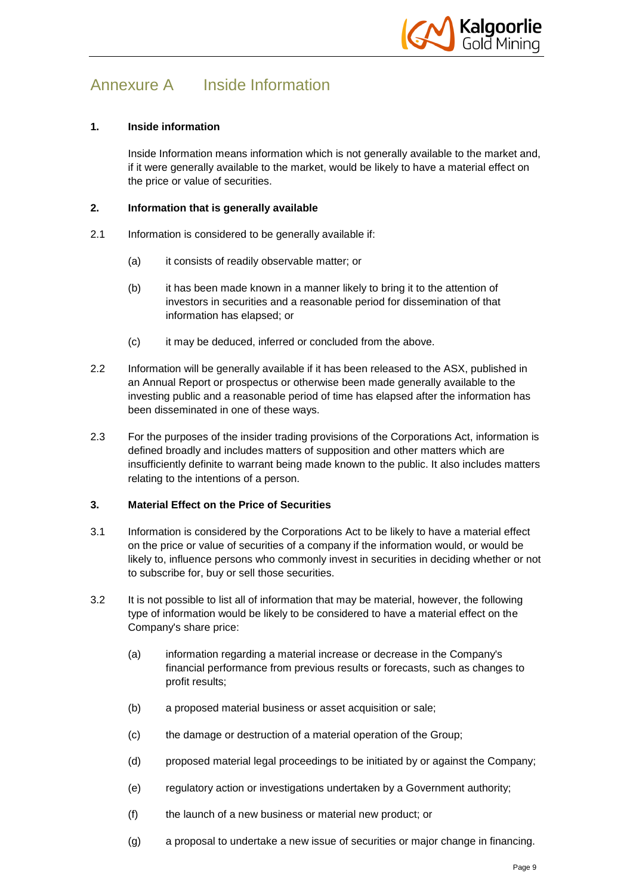# Annexure A Inside Information

## 1. Inside information

Inside Information means information which is not generally available to the market and, if it were generally available to the market, would be likely to have a material effect on the price or value of securities.

## 2. Information that is generally available

2.1 Information is considered to be generally available if:

(a) it consists of readily observable matter; or

(b) it has been made known in a manner likely to bring it to the attention of investors in securities and a reasonable period for dissemination of that information has elapsed; or

(c) it may be deduced, inferred or concluded from the above.

2.2 Information will be generally available if it has been released to the ASX, published in an Annual Report or prospectus or otherwise been made generally available to the investing public and a reasonable period of time has elapsed after the information has been disseminated in one of these ways.

2.3 For the purposes of the insider trading provisions of the Corporations Act, information is defined broadly and includes matters of supposition and other matters which are insufficiently definite to warrant being made known to the public. It also includes matters relating to the intentions of a person.

## 3. Material Effect on the Price of Securities

3.1 Information is considered by the Corporations Act to be likely to have a material effect on the price or value of securities of a company if the information would, or would be likely to, influence persons who commonly invest in securities in deciding whether or not to subscribe for, buy or sell those securities.

3.2 It is not possible to list all of information that may be material, however, the following type of information would be likely to be considered to have a material effect on the Company's share price:

(a) information regarding a material increase or decrease in the Company's financial performance from previous results or forecasts, such as changes to profit results;

(b) a proposed material business or asset acquisition or sale;

(c) the damage or destruction of a material operation of the Group;

(d) proposed material legal proceedings to be initiated by or against the Company;

(e) regulatory action or investigations undertaken by a Government authority;

(f) the launch of a new business or material new product; or

(g) a proposal to undertake a new issue of securities or major change in financing.